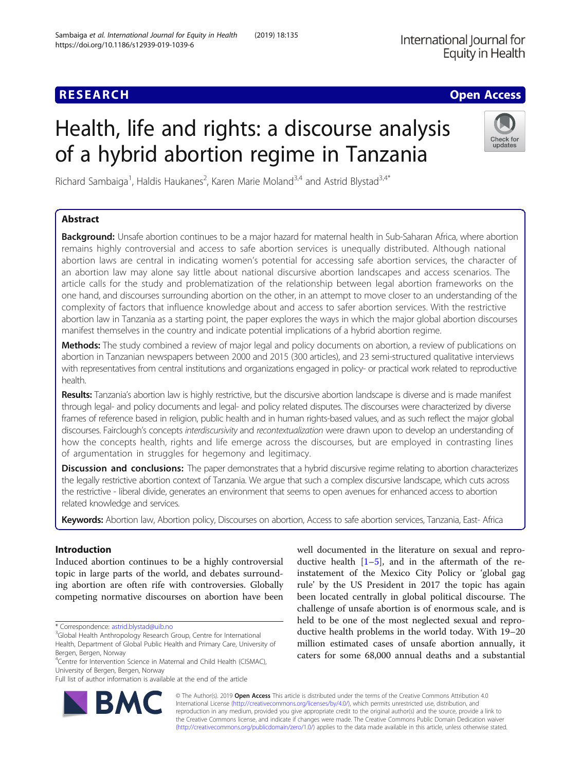# Health, life and rights: a discourse analysis of a hybrid abortion regime in Tanzania

Richard Sambaiga[1], Haldis Haukanes[2], Karen Marie Moland[3,4] and Astrid Blystad[3,4*]

## Abstract

**Background:** Unsafe abortion continues to be a major hazard for maternal health in Sub-Saharan Africa, where abortion remains highly controversial and access to safe abortion services is unequally distributed. Although national abortion laws are central in indicating women's potential for accessing safe abortion services, the character of an abortion law may alone say little about national discursive abortion landscapes and access scenarios. The article calls for the study and problematization of the relationship between legal abortion frameworks on the one hand, and discourses surrounding abortion on the other, in an attempt to move closer to an understanding of the complexity of factors that influence knowledge about and access to safer abortion services. With the restrictive abortion law in Tanzania as a starting point, the paper explores the ways in which the major global abortion discourses manifest themselves in the country and indicate potential implications of a hybrid abortion regime.

**Methods:** The study combined a review of major legal and policy documents on abortion, a review of publications on abortion in Tanzanian newspapers between 2000 and 2015 (300 articles), and 23 semi-structured qualitative interviews with representatives from central institutions and organizations engaged in policy- or practical work related to reproductive health.

**Results:** Tanzania's abortion law is highly restrictive, but the discursive abortion landscape is diverse and is made manifest through legal- and policy documents and legal- and policy related disputes. The discourses were characterized by diverse frames of reference based in religion, public health and in human rights-based values, and as such reflect the major global discourses. Fairclough's concepts *interdiscursivity* and *recontextualization* were drawn upon to develop an understanding of how the concepts health, rights and life emerge across the discourses, but are employed in contrasting lines of argumentation in struggles for hegemony and legitimacy.

**Discussion and conclusions:** The paper demonstrates that a hybrid discursive regime relating to abortion characterizes the legally restrictive abortion context of Tanzania. We argue that such a complex discursive landscape, which cuts across the restrictive - liberal divide, generates an environment that seems to open avenues for enhanced access to abortion related knowledge and services.

**Keywords:** Abortion law, Abortion policy, Discourses on abortion, Access to safe abortion services, Tanzania, East- Africa

## Introduction

Induced abortion continues to be a highly controversial topic in large parts of the world, and debates surrounding abortion are often rife with controversies. Globally competing normative discourses on abortion have been well documented in the literature on sexual and reproductive health [1–5], and in the aftermath of the re-instatement of the Mexico City Policy or 'global gag rule' by the US President in 2017 the topic has again been located centrally in global political discourse. The challenge of unsafe abortion is of enormous scale, and is held to be one of the most neglected sexual and reproductive health problems in the world today. With 19–20 million estimated cases of unsafe abortion annually, it caters for some 68,000 annual deaths and a substantial

* Correspondence: astrid.blystad@uib.no
[3]Global Health Anthropology Research Group, Centre for International Health, Department of Global Public Health and Primary Care, University of Bergen, Bergen, Norway
[4]Centre for Intervention Science in Maternal and Child Health (CISMAC), University of Bergen, Bergen, Norway
Full list of author information is available at the end of the article

© The Author(s). 2019 **Open Access** This article is distributed under the terms of the Creative Commons Attribution 4.0 International License (http://creativecommons.org/licenses/by/4.0/), which permits unrestricted use, distribution, and reproduction in any medium, provided you give appropriate credit to the original author(s) and the source, provide a link to the Creative Commons license, and indicate if changes were made. The Creative Commons Public Domain Dedication waiver (http://creativecommons.org/publicdomain/zero/1.0/) applies to the data made available in this article, unless otherwise stated.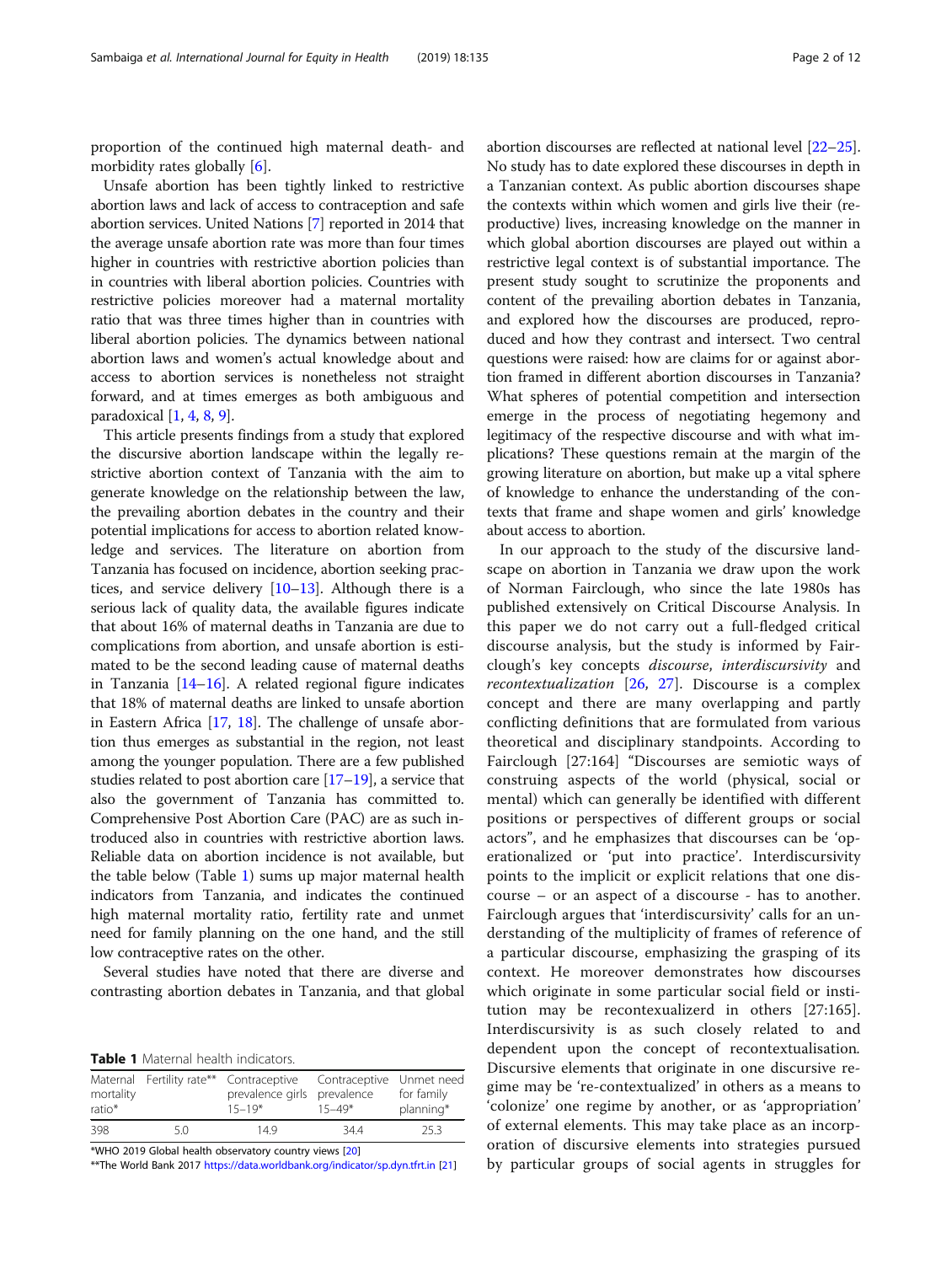proportion of the continued high maternal death- and morbidity rates globally [6].

Unsafe abortion has been tightly linked to restrictive abortion laws and lack of access to contraception and safe abortion services. United Nations [7] reported in 2014 that the average unsafe abortion rate was more than four times higher in countries with restrictive abortion policies than in countries with liberal abortion policies. Countries with restrictive policies moreover had a maternal mortality ratio that was three times higher than in countries with liberal abortion policies. The dynamics between national abortion laws and women's actual knowledge about and access to abortion services is nonetheless not straight forward, and at times emerges as both ambiguous and paradoxical [1, 4, 8, 9].

This article presents findings from a study that explored the discursive abortion landscape within the legally restrictive abortion context of Tanzania with the aim to generate knowledge on the relationship between the law, the prevailing abortion debates in the country and their potential implications for access to abortion related knowledge and services. The literature on abortion from Tanzania has focused on incidence, abortion seeking practices, and service delivery [10–13]. Although there is a serious lack of quality data, the available figures indicate that about 16% of maternal deaths in Tanzania are due to complications from abortion, and unsafe abortion is estimated to be the second leading cause of maternal deaths in Tanzania [14–16]. A related regional figure indicates that 18% of maternal deaths are linked to unsafe abortion in Eastern Africa [17, 18]. The challenge of unsafe abortion thus emerges as substantial in the region, not least among the younger population. There are a few published studies related to post abortion care [17–19], a service that also the government of Tanzania has committed to. Comprehensive Post Abortion Care (PAC) are as such introduced also in countries with restrictive abortion laws. Reliable data on abortion incidence is not available, but the table below (Table 1) sums up major maternal health indicators from Tanzania, and indicates the continued high maternal mortality ratio, fertility rate and unmet need for family planning on the one hand, and the still low contraceptive rates on the other.

Several studies have noted that there are diverse and contrasting abortion debates in Tanzania, and that global abortion discourses are reflected at national level [22–25]. No study has to date explored these discourses in depth in a Tanzanian context. As public abortion discourses shape the contexts within which women and girls live their (reproductive) lives, increasing knowledge on the manner in which global abortion discourses are played out within a restrictive legal context is of substantial importance. The present study sought to scrutinize the proponents and content of the prevailing abortion debates in Tanzania, and explored how the discourses are produced, reproduced and how they contrast and intersect. Two central questions were raised: how are claims for or against abortion framed in different abortion discourses in Tanzania? What spheres of potential competition and intersection emerge in the process of negotiating hegemony and legitimacy of the respective discourse and with what implications? These questions remain at the margin of the growing literature on abortion, but make up a vital sphere of knowledge to enhance the understanding of the contexts that frame and shape women and girls' knowledge about access to abortion.

**Table 1** Maternal health indicators.

| Maternal mortality ratio* | Fertility rate** | Contraceptive prevalence girls 15–19* | Contraceptive prevalence 15–49* | Unmet need for family planning* |
|---|---|---|---|---|
| 398 | 5.0 | 14.9 | 34.4 | 25.3 |

*WHO 2019 Global health observatory country views [20]

**The World Bank 2017 https://data.worldbank.org/indicator/sp.dyn.tfrt.in [21]

In our approach to the study of the discursive landscape on abortion in Tanzania we draw upon the work of Norman Fairclough, who since the late 1980s has published extensively on Critical Discourse Analysis. In this paper we do not carry out a full-fledged critical discourse analysis, but the study is informed by Fairclough's key concepts *discourse*, *interdiscursivity* and *recontextualization* [26, 27]. Discourse is a complex concept and there are many overlapping and partly conflicting definitions that are formulated from various theoretical and disciplinary standpoints. According to Fairclough [27:164] "Discourses are semiotic ways of construing aspects of the world (physical, social or mental) which can generally be identified with different positions or perspectives of different groups or social actors", and he emphasizes that discourses can be 'operationalized or 'put into practice'. Interdiscursivity points to the implicit or explicit relations that one discourse – or an aspect of a discourse - has to another. Fairclough argues that 'interdiscursivity' calls for an understanding of the multiplicity of frames of reference of a particular discourse, emphasizing the grasping of its context. He moreover demonstrates how discourses which originate in some particular social field or institution may be recontexualizerd in others [27:165]. Interdiscursivity is as such closely related to and dependent upon the concept of recontextualisation. Discursive elements that originate in one discursive regime may be 're-contextualized' in others as a means to 'colonize' one regime by another, or as 'appropriation' of external elements. This may take place as an incorporation of discursive elements into strategies pursued by particular groups of social agents in struggles for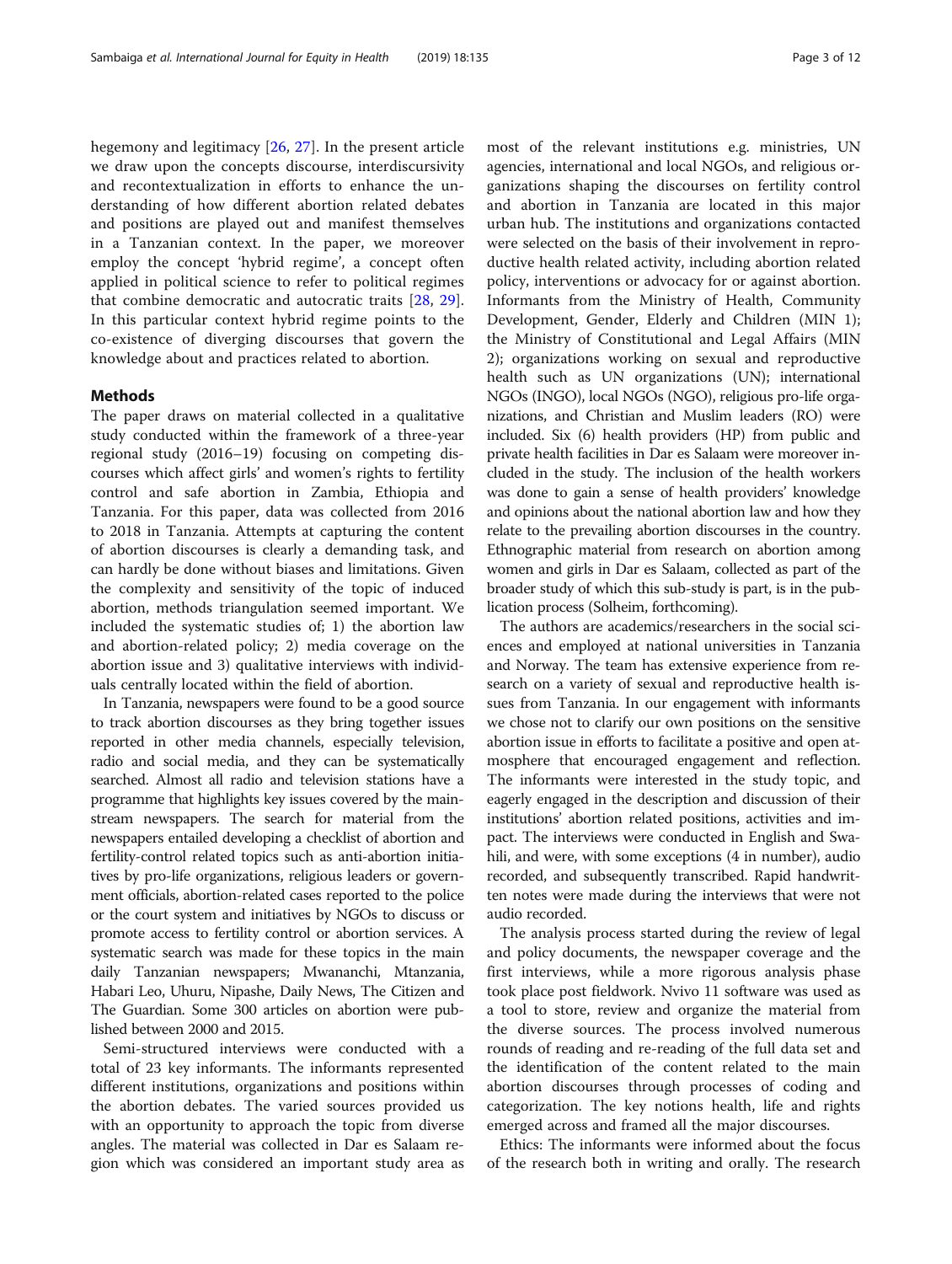hegemony and legitimacy [26, 27]. In the present article we draw upon the concepts discourse, interdiscursivity and recontextualization in efforts to enhance the understanding of how different abortion related debates and positions are played out and manifest themselves in a Tanzanian context. In the paper, we moreover employ the concept 'hybrid regime', a concept often applied in political science to refer to political regimes that combine democratic and autocratic traits [28, 29]. In this particular context hybrid regime points to the co-existence of diverging discourses that govern the knowledge about and practices related to abortion.

## Methods

The paper draws on material collected in a qualitative study conducted within the framework of a three-year regional study (2016–19) focusing on competing discourses which affect girls' and women's rights to fertility control and safe abortion in Zambia, Ethiopia and Tanzania. For this paper, data was collected from 2016 to 2018 in Tanzania. Attempts at capturing the content of abortion discourses is clearly a demanding task, and can hardly be done without biases and limitations. Given the complexity and sensitivity of the topic of induced abortion, methods triangulation seemed important. We included the systematic studies of; 1) the abortion law and abortion-related policy; 2) media coverage on the abortion issue and 3) qualitative interviews with individuals centrally located within the field of abortion.

In Tanzania, newspapers were found to be a good source to track abortion discourses as they bring together issues reported in other media channels, especially television, radio and social media, and they can be systematically searched. Almost all radio and television stations have a programme that highlights key issues covered by the mainstream newspapers. The search for material from the newspapers entailed developing a checklist of abortion and fertility-control related topics such as anti-abortion initiatives by pro-life organizations, religious leaders or government officials, abortion-related cases reported to the police or the court system and initiatives by NGOs to discuss or promote access to fertility control or abortion services. A systematic search was made for these topics in the main daily Tanzanian newspapers; Mwananchi, Mtanzania, Habari Leo, Uhuru, Nipashe, Daily News, The Citizen and The Guardian. Some 300 articles on abortion were published between 2000 and 2015.

Semi-structured interviews were conducted with a total of 23 key informants. The informants represented different institutions, organizations and positions within the abortion debates. The varied sources provided us with an opportunity to approach the topic from diverse angles. The material was collected in Dar es Salaam region which was considered an important study area as most of the relevant institutions e.g. ministries, UN agencies, international and local NGOs, and religious organizations shaping the discourses on fertility control and abortion in Tanzania are located in this major urban hub. The institutions and organizations contacted were selected on the basis of their involvement in reproductive health related activity, including abortion related policy, interventions or advocacy for or against abortion. Informants from the Ministry of Health, Community Development, Gender, Elderly and Children (MIN 1); the Ministry of Constitutional and Legal Affairs (MIN 2); organizations working on sexual and reproductive health such as UN organizations (UN); international NGOs (INGO), local NGOs (NGO), religious pro-life organizations, and Christian and Muslim leaders (RO) were included. Six (6) health providers (HP) from public and private health facilities in Dar es Salaam were moreover included in the study. The inclusion of the health workers was done to gain a sense of health providers' knowledge and opinions about the national abortion law and how they relate to the prevailing abortion discourses in the country. Ethnographic material from research on abortion among women and girls in Dar es Salaam, collected as part of the broader study of which this sub-study is part, is in the publication process (Solheim, forthcoming).

The authors are academics/researchers in the social sciences and employed at national universities in Tanzania and Norway. The team has extensive experience from research on a variety of sexual and reproductive health issues from Tanzania. In our engagement with informants we chose not to clarify our own positions on the sensitive abortion issue in efforts to facilitate a positive and open atmosphere that encouraged engagement and reflection. The informants were interested in the study topic, and eagerly engaged in the description and discussion of their institutions' abortion related positions, activities and impact. The interviews were conducted in English and Swahili, and were, with some exceptions (4 in number), audio recorded, and subsequently transcribed. Rapid handwritten notes were made during the interviews that were not audio recorded.

The analysis process started during the review of legal and policy documents, the newspaper coverage and the first interviews, while a more rigorous analysis phase took place post fieldwork. Nvivo 11 software was used as a tool to store, review and organize the material from the diverse sources. The process involved numerous rounds of reading and re-reading of the full data set and the identification of the content related to the main abortion discourses through processes of coding and categorization. The key notions health, life and rights emerged across and framed all the major discourses.

Ethics: The informants were informed about the focus of the research both in writing and orally. The research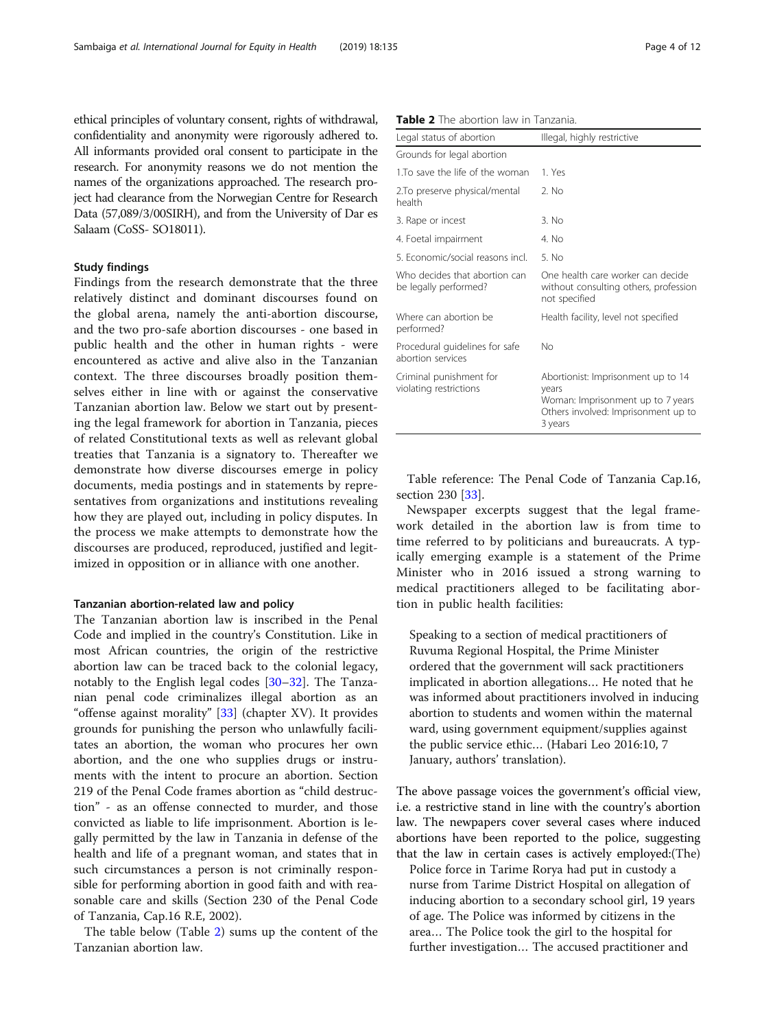ethical principles of voluntary consent, rights of withdrawal, confidentiality and anonymity were rigorously adhered to. All informants provided oral consent to participate in the research. For anonymity reasons we do not mention the names of the organizations approached. The research project had clearance from the Norwegian Centre for Research Data (57,089/3/00SIRH), and from the University of Dar es Salaam (CoSS- SO18011).

### Study findings

Findings from the research demonstrate that the three relatively distinct and dominant discourses found on the global arena, namely the anti-abortion discourse, and the two pro-safe abortion discourses - one based in public health and the other in human rights - were encountered as active and alive also in the Tanzanian context. The three discourses broadly position themselves either in line with or against the conservative Tanzanian abortion law. Below we start out by presenting the legal framework for abortion in Tanzania, pieces of related Constitutional texts as well as relevant global treaties that Tanzania is a signatory to. Thereafter we demonstrate how diverse discourses emerge in policy documents, media postings and in statements by representatives from organizations and institutions revealing how they are played out, including in policy disputes. In the process we make attempts to demonstrate how the discourses are produced, reproduced, justified and legitimized in opposition or in alliance with one another.

#### Tanzanian abortion-related law and policy

The Tanzanian abortion law is inscribed in the Penal Code and implied in the country's Constitution. Like in most African countries, the origin of the restrictive abortion law can be traced back to the colonial legacy, notably to the English legal codes [30–32]. The Tanzanian penal code criminalizes illegal abortion as an "offense against morality" [33] (chapter XV). It provides grounds for punishing the person who unlawfully facilitates an abortion, the woman who procures her own abortion, and the one who supplies drugs or instruments with the intent to procure an abortion. Section 219 of the Penal Code frames abortion as "child destruction" - as an offense connected to murder, and those convicted as liable to life imprisonment. Abortion is legally permitted by the law in Tanzania in defense of the health and life of a pregnant woman, and states that in such circumstances a person is not criminally responsible for performing abortion in good faith and with reasonable care and skills (Section 230 of the Penal Code of Tanzania, Cap.16 R.E, 2002).

The table below (Table 2) sums up the content of the Tanzanian abortion law.

**Table 2** The abortion law in Tanzania.

| Legal status of abortion | Illegal, highly restrictive |
|---|---|
| Grounds for legal abortion | |
| 1.To save the life of the woman | 1. Yes |
| 2.To preserve physical/mental health | 2. No |
| 3. Rape or incest | 3. No |
| 4. Foetal impairment | 4. No |
| 5. Economic/social reasons incl. | 5. No |
| Who decides that abortion can be legally performed? | One health care worker can decide without consulting others, profession not specified |
| Where can abortion be performed? | Health facility, level not specified |
| Procedural guidelines for safe abortion services | No |
| Criminal punishment for violating restrictions | Abortionist: Imprisonment up to 14 years<br>Woman: Imprisonment up to 7 years<br>Others involved: Imprisonment up to 3 years |

Table reference: The Penal Code of Tanzania Cap.16, section 230 [33].

Newspaper excerpts suggest that the legal framework detailed in the abortion law is from time to time referred to by politicians and bureaucrats. A typically emerging example is a statement of the Prime Minister who in 2016 issued a strong warning to medical practitioners alleged to be facilitating abortion in public health facilities:

> Speaking to a section of medical practitioners of Ruvuma Regional Hospital, the Prime Minister ordered that the government will sack practitioners implicated in abortion allegations… He noted that he was informed about practitioners involved in inducing abortion to students and women within the maternal ward, using government equipment/supplies against the public service ethic… (Habari Leo 2016:10, 7 January, authors' translation).

The above passage voices the government's official view, i.e. a restrictive stand in line with the country's abortion law. The newpapers cover several cases where induced abortions have been reported to the police, suggesting that the law in certain cases is actively employed:(The)

> Police force in Tarime Rorya had put in custody a nurse from Tarime District Hospital on allegation of inducing abortion to a secondary school girl, 19 years of age. The Police was informed by citizens in the area… The Police took the girl to the hospital for further investigation… The accused practitioner and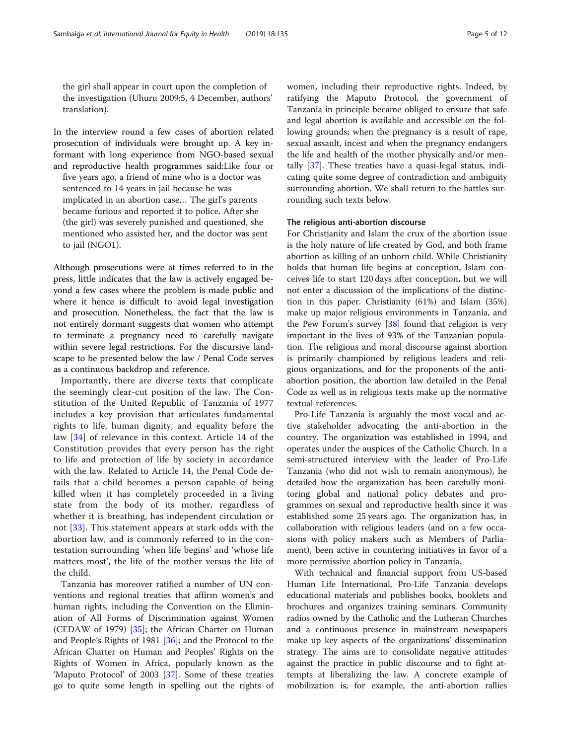the girl shall appear in court upon the completion of the investigation (Uhuru 2009:5, 4 December, authors' translation).

In the interview round a few cases of abortion related prosecution of individuals were brought up. A key informant with long experience from NGO-based sexual and reproductive health programmes said:

> Like four or five years ago, a friend of mine who is a doctor was sentenced to 14 years in jail because he was implicated in an abortion case… The girl's parents became furious and reported it to police. After she (the girl) was severely punished and questioned, she mentioned who assisted her, and the doctor was sent to jail (NGO1).

Although prosecutions were at times referred to in the press, little indicates that the law is actively engaged beyond a few cases where the problem is made public and where it hence is difficult to avoid legal investigation and prosecution. Nonetheless, the fact that the law is not entirely dormant suggests that women who attempt to terminate a pregnancy need to carefully navigate within severe legal restrictions. For the discursive landscape to be presented below the law / Penal Code serves as a continuous backdrop and reference.

Importantly, there are diverse texts that complicate the seemingly clear-cut position of the law. The Constitution of the United Republic of Tanzania of 1977 includes a key provision that articulates fundamental rights to life, human dignity, and equality before the law [34] of relevance in this context. Article 14 of the Constitution provides that every person has the right to life and protection of life by society in accordance with the law. Related to Article 14, the Penal Code details that a child becomes a person capable of being killed when it has completely proceeded in a living state from the body of its mother, regardless of whether it is breathing, has independent circulation or not [33]. This statement appears at stark odds with the abortion law, and is commonly referred to in the contestation surrounding 'when life begins' and 'whose life matters most', the life of the mother versus the life of the child.

Tanzania has moreover ratified a number of UN conventions and regional treaties that affirm women's and human rights, including the Convention on the Elimination of All Forms of Discrimination against Women (CEDAW of 1979) [35]; the African Charter on Human and People's Rights of 1981 [36]; and the Protocol to the African Charter on Human and Peoples' Rights on the Rights of Women in Africa, popularly known as the 'Maputo Protocol' of 2003 [37]. Some of these treaties go to quite some length in spelling out the rights of women, including their reproductive rights. Indeed, by ratifying the Maputo Protocol, the government of Tanzania in principle became obliged to ensure that safe and legal abortion is available and accessible on the following grounds; when the pregnancy is a result of rape, sexual assault, incest and when the pregnancy endangers the life and health of the mother physically and/or mentally [37]. These treaties have a quasi-legal status, indicating quite some degree of contradiction and ambiguity surrounding abortion. We shall return to the battles surrounding such texts below.

## The religious anti-abortion discourse

For Christianity and Islam the crux of the abortion issue is the holy nature of life created by God, and both frame abortion as killing of an unborn child. While Christianity holds that human life begins at conception, Islam conceives life to start 120 days after conception, but we will not enter a discussion of the implications of the distinction in this paper. Christianity (61%) and Islam (35%) make up major religious environments in Tanzania, and the Pew Forum's survey [38] found that religion is very important in the lives of 93% of the Tanzanian population. The religious and moral discourse against abortion is primarily championed by religious leaders and religious organizations, and for the proponents of the anti-abortion position, the abortion law detailed in the Penal Code as well as in religious texts make up the normative textual references.

Pro-Life Tanzania is arguably the most vocal and active stakeholder advocating the anti-abortion in the country. The organization was established in 1994, and operates under the auspices of the Catholic Church. In a semi-structured interview with the leader of Pro-Life Tanzania (who did not wish to remain anonymous), he detailed how the organization has been carefully monitoring global and national policy debates and programmes on sexual and reproductive health since it was established some 25 years ago. The organization has, in collaboration with religious leaders (and on a few occasions with policy makers such as Members of Parliament), been active in countering initiatives in favor of a more permissive abortion policy in Tanzania.

With technical and financial support from US-based Human Life International, Pro-Life Tanzania develops educational materials and publishes books, booklets and brochures and organizes training seminars. Community radios owned by the Catholic and the Lutheran Churches and a continuous presence in mainstream newspapers make up key aspects of the organizations' dissemination strategy. The aims are to consolidate negative attitudes against the practice in public discourse and to fight attempts at liberalizing the law. A concrete example of mobilization is, for example, the anti-abortion rallies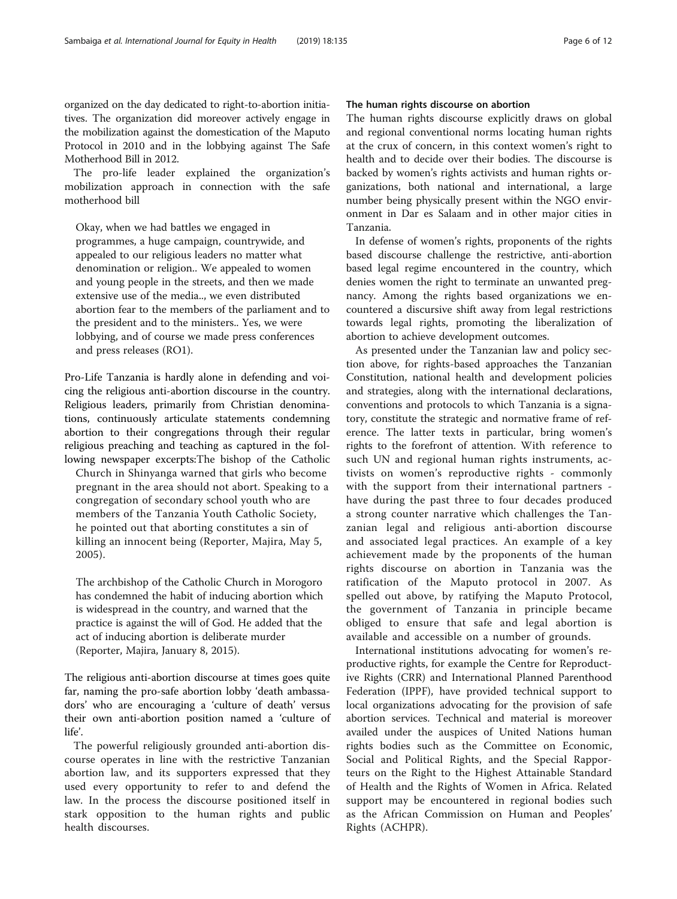organized on the day dedicated to right-to-abortion initiatives. The organization did moreover actively engage in the mobilization against the domestication of the Maputo Protocol in 2010 and in the lobbying against The Safe Motherhood Bill in 2012.

The pro-life leader explained the organization's mobilization approach in connection with the safe motherhood bill

> Okay, when we had battles we engaged in programmes, a huge campaign, countrywide, and appealed to our religious leaders no matter what denomination or religion.. We appealed to women and young people in the streets, and then we made extensive use of the media.., we even distributed abortion fear to the members of the parliament and to the president and to the ministers.. Yes, we were lobbying, and of course we made press conferences and press releases (RO1).

Pro-Life Tanzania is hardly alone in defending and voicing the religious anti-abortion discourse in the country. Religious leaders, primarily from Christian denominations, continuously articulate statements condemning abortion to their congregations through their regular religious preaching and teaching as captured in the following newspaper excerpts:

> The bishop of the Catholic Church in Shinyanga warned that girls who become pregnant in the area should not abort. Speaking to a congregation of secondary school youth who are members of the Tanzania Youth Catholic Society, he pointed out that aborting constitutes a sin of killing an innocent being (Reporter, Majira, May 5, 2005).

> The archbishop of the Catholic Church in Morogoro has condemned the habit of inducing abortion which is widespread in the country, and warned that the practice is against the will of God. He added that the act of inducing abortion is deliberate murder (Reporter, Majira, January 8, 2015).

The religious anti-abortion discourse at times goes quite far, naming the pro-safe abortion lobby 'death ambassadors' who are encouraging a 'culture of death' versus their own anti-abortion position named a 'culture of life'.

The powerful religiously grounded anti-abortion discourse operates in line with the restrictive Tanzanian abortion law, and its supporters expressed that they used every opportunity to refer to and defend the law. In the process the discourse positioned itself in stark opposition to the human rights and public health discourses.

### The human rights discourse on abortion

The human rights discourse explicitly draws on global and regional conventional norms locating human rights at the crux of concern, in this context women's right to health and to decide over their bodies. The discourse is backed by women's rights activists and human rights organizations, both national and international, a large number being physically present within the NGO environment in Dar es Salaam and in other major cities in Tanzania.

In defense of women's rights, proponents of the rights based discourse challenge the restrictive, anti-abortion based legal regime encountered in the country, which denies women the right to terminate an unwanted pregnancy. Among the rights based organizations we encountered a discursive shift away from legal restrictions towards legal rights, promoting the liberalization of abortion to achieve development outcomes.

As presented under the Tanzanian law and policy section above, for rights-based approaches the Tanzanian Constitution, national health and development policies and strategies, along with the international declarations, conventions and protocols to which Tanzania is a signatory, constitute the strategic and normative frame of reference. The latter texts in particular, bring women's rights to the forefront of attention. With reference to such UN and regional human rights instruments, activists on women's reproductive rights - commonly with the support from their international partners - have during the past three to four decades produced a strong counter narrative which challenges the Tanzanian legal and religious anti-abortion discourse and associated legal practices. An example of a key achievement made by the proponents of the human rights discourse on abortion in Tanzania was the ratification of the Maputo protocol in 2007. As spelled out above, by ratifying the Maputo Protocol, the government of Tanzania in principle became obliged to ensure that safe and legal abortion is available and accessible on a number of grounds.

International institutions advocating for women's reproductive rights, for example the Centre for Reproductive Rights (CRR) and International Planned Parenthood Federation (IPPF), have provided technical support to local organizations advocating for the provision of safe abortion services. Technical and material is moreover availed under the auspices of United Nations human rights bodies such as the Committee on Economic, Social and Political Rights, and the Special Rapporteurs on the Right to the Highest Attainable Standard of Health and the Rights of Women in Africa. Related support may be encountered in regional bodies such as the African Commission on Human and Peoples' Rights (ACHPR).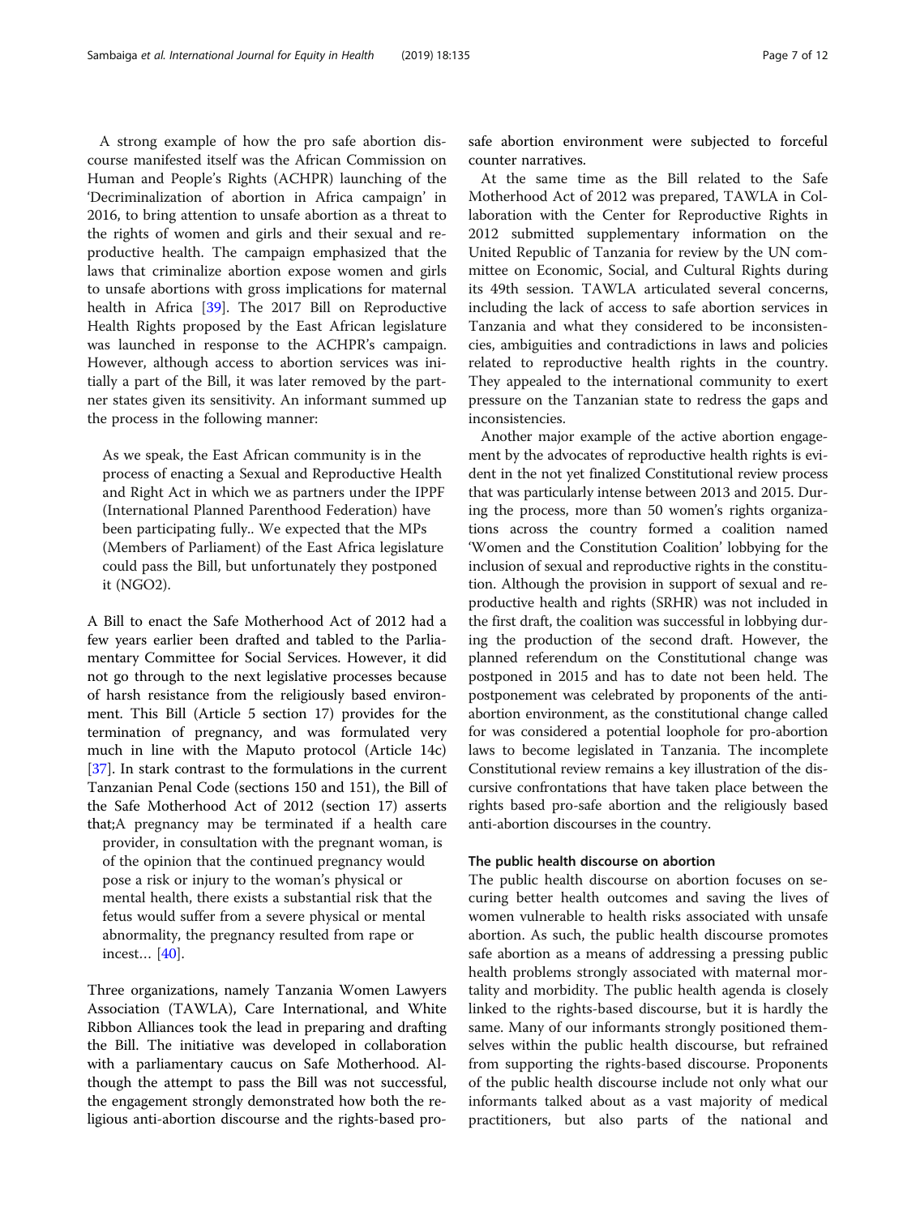A strong example of how the pro safe abortion discourse manifested itself was the African Commission on Human and People's Rights (ACHPR) launching of the 'Decriminalization of abortion in Africa campaign' in 2016, to bring attention to unsafe abortion as a threat to the rights of women and girls and their sexual and reproductive health. The campaign emphasized that the laws that criminalize abortion expose women and girls to unsafe abortions with gross implications for maternal health in Africa [39]. The 2017 Bill on Reproductive Health Rights proposed by the East African legislature was launched in response to the ACHPR's campaign. However, although access to abortion services was initially a part of the Bill, it was later removed by the partner states given its sensitivity. An informant summed up the process in the following manner:

> As we speak, the East African community is in the process of enacting a Sexual and Reproductive Health and Right Act in which we as partners under the IPPF (International Planned Parenthood Federation) have been participating fully.. We expected that the MPs (Members of Parliament) of the East Africa legislature could pass the Bill, but unfortunately they postponed it (NGO2).

A Bill to enact the Safe Motherhood Act of 2012 had a few years earlier been drafted and tabled to the Parliamentary Committee for Social Services. However, it did not go through to the next legislative processes because of harsh resistance from the religiously based environment. This Bill (Article 5 section 17) provides for the termination of pregnancy, and was formulated very much in line with the Maputo protocol (Article 14c) [37]. In stark contrast to the formulations in the current Tanzanian Penal Code (sections 150 and 151), the Bill of the Safe Motherhood Act of 2012 (section 17) asserts that;

> A pregnancy may be terminated if a health care provider, in consultation with the pregnant woman, is of the opinion that the continued pregnancy would pose a risk or injury to the woman's physical or mental health, there exists a substantial risk that the fetus would suffer from a severe physical or mental abnormality, the pregnancy resulted from rape or incest… [40].

Three organizations, namely Tanzania Women Lawyers Association (TAWLA), Care International, and White Ribbon Alliances took the lead in preparing and drafting the Bill. The initiative was developed in collaboration with a parliamentary caucus on Safe Motherhood. Although the attempt to pass the Bill was not successful, the engagement strongly demonstrated how both the religious anti-abortion discourse and the rights-based pro-safe abortion environment were subjected to forceful counter narratives.

At the same time as the Bill related to the Safe Motherhood Act of 2012 was prepared, TAWLA in Collaboration with the Center for Reproductive Rights in 2012 submitted supplementary information on the United Republic of Tanzania for review by the UN committee on Economic, Social, and Cultural Rights during its 49th session. TAWLA articulated several concerns, including the lack of access to safe abortion services in Tanzania and what they considered to be inconsistencies, ambiguities and contradictions in laws and policies related to reproductive health rights in the country. They appealed to the international community to exert pressure on the Tanzanian state to redress the gaps and inconsistencies.

Another major example of the active abortion engagement by the advocates of reproductive health rights is evident in the not yet finalized Constitutional review process that was particularly intense between 2013 and 2015. During the process, more than 50 women's rights organizations across the country formed a coalition named 'Women and the Constitution Coalition' lobbying for the inclusion of sexual and reproductive rights in the constitution. Although the provision in support of sexual and reproductive health and rights (SRHR) was not included in the first draft, the coalition was successful in lobbying during the production of the second draft. However, the planned referendum on the Constitutional change was postponed in 2015 and has to date not been held. The postponement was celebrated by proponents of the anti-abortion environment, as the constitutional change called for was considered a potential loophole for pro-abortion laws to become legislated in Tanzania. The incomplete Constitutional review remains a key illustration of the discursive confrontations that have taken place between the rights based pro-safe abortion and the religiously based anti-abortion discourses in the country.

#### The public health discourse on abortion

The public health discourse on abortion focuses on securing better health outcomes and saving the lives of women vulnerable to health risks associated with unsafe abortion. As such, the public health discourse promotes safe abortion as a means of addressing a pressing public health problems strongly associated with maternal mortality and morbidity. The public health agenda is closely linked to the rights-based discourse, but it is hardly the same. Many of our informants strongly positioned themselves within the public health discourse, but refrained from supporting the rights-based discourse. Proponents of the public health discourse include not only what our informants talked about as a vast majority of medical practitioners, but also parts of the national and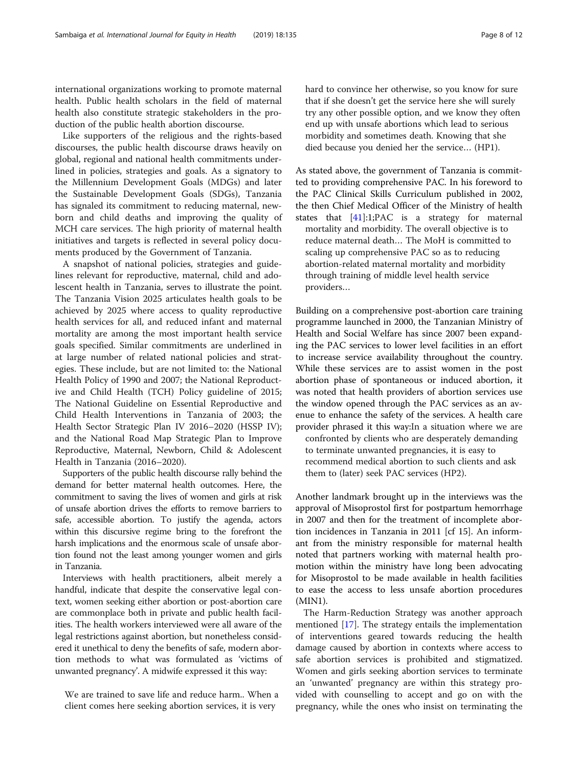international organizations working to promote maternal health. Public health scholars in the field of maternal health also constitute strategic stakeholders in the production of the public health abortion discourse.

Like supporters of the religious and the rights-based discourses, the public health discourse draws heavily on global, regional and national health commitments underlined in policies, strategies and goals. As a signatory to the Millennium Development Goals (MDGs) and later the Sustainable Development Goals (SDGs), Tanzania has signaled its commitment to reducing maternal, newborn and child deaths and improving the quality of MCH care services. The high priority of maternal health initiatives and targets is reflected in several policy documents produced by the Government of Tanzania.

A snapshot of national policies, strategies and guidelines relevant for reproductive, maternal, child and adolescent health in Tanzania, serves to illustrate the point. The Tanzania Vision 2025 articulates health goals to be achieved by 2025 where access to quality reproductive health services for all, and reduced infant and maternal mortality are among the most important health service goals specified. Similar commitments are underlined in at large number of related national policies and strategies. These include, but are not limited to: the National Health Policy of 1990 and 2007; the National Reproductive and Child Health (TCH) Policy guideline of 2015; The National Guideline on Essential Reproductive and Child Health Interventions in Tanzania of 2003; the Health Sector Strategic Plan IV 2016–2020 (HSSP IV); and the National Road Map Strategic Plan to Improve Reproductive, Maternal, Newborn, Child & Adolescent Health in Tanzania (2016–2020).

Supporters of the public health discourse rally behind the demand for better maternal health outcomes. Here, the commitment to saving the lives of women and girls at risk of unsafe abortion drives the efforts to remove barriers to safe, accessible abortion. To justify the agenda, actors within this discursive regime bring to the forefront the harsh implications and the enormous scale of unsafe abortion found not the least among younger women and girls in Tanzania.

Interviews with health practitioners, albeit merely a handful, indicate that despite the conservative legal context, women seeking either abortion or post-abortion care are commonplace both in private and public health facilities. The health workers interviewed were all aware of the legal restrictions against abortion, but nonetheless considered it unethical to deny the benefits of safe, modern abortion methods to what was formulated as 'victims of unwanted pregnancy'. A midwife expressed it this way:

> We are trained to save life and reduce harm.. When a client comes here seeking abortion services, it is very hard to convince her otherwise, so you know for sure that if she doesn't get the service here she will surely try any other possible option, and we know they often end up with unsafe abortions which lead to serious morbidity and sometimes death. Knowing that she died because you denied her the service… (HP1).

As stated above, the government of Tanzania is committed to providing comprehensive PAC. In his foreword to the PAC Clinical Skills Curriculum published in 2002, the then Chief Medical Officer of the Ministry of health states that [41]:1;

> PAC is a strategy for maternal mortality and morbidity. The overall objective is to reduce maternal death… The MoH is committed to scaling up comprehensive PAC so as to reducing abortion-related maternal mortality and morbidity through training of middle level health service providers…

Building on a comprehensive post-abortion care training programme launched in 2000, the Tanzanian Ministry of Health and Social Welfare has since 2007 been expanding the PAC services to lower level facilities in an effort to increase service availability throughout the country. While these services are to assist women in the post abortion phase of spontaneous or induced abortion, it was noted that health providers of abortion services use the window opened through the PAC services as an avenue to enhance the safety of the services. A health care provider phrased it this way:

> In a situation where we are confronted by clients who are desperately demanding to terminate unwanted pregnancies, it is easy to recommend medical abortion to such clients and ask them to (later) seek PAC services (HP2).

Another landmark brought up in the interviews was the approval of Misoprostol first for postpartum hemorrhage in 2007 and then for the treatment of incomplete abortion incidences in Tanzania in 2011 [cf 15]. An informant from the ministry responsible for maternal health noted that partners working with maternal health promotion within the ministry have long been advocating for Misoprostol to be made available in health facilities to ease the access to less unsafe abortion procedures (MIN1).

The Harm-Reduction Strategy was another approach mentioned [17]. The strategy entails the implementation of interventions geared towards reducing the health damage caused by abortion in contexts where access to safe abortion services is prohibited and stigmatized. Women and girls seeking abortion services to terminate an 'unwanted' pregnancy are within this strategy provided with counselling to accept and go on with the pregnancy, while the ones who insist on terminating the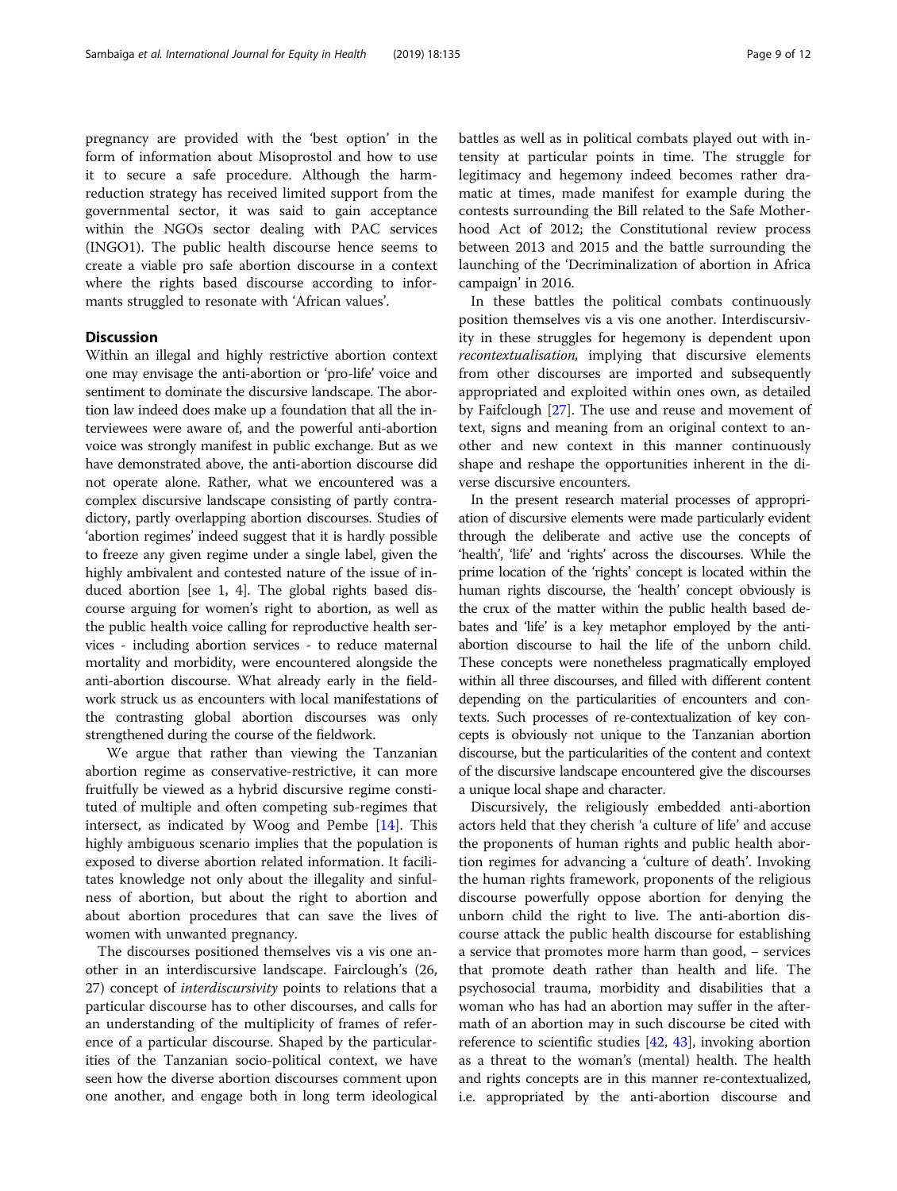pregnancy are provided with the 'best option' in the form of information about Misoprostol and how to use it to secure a safe procedure. Although the harm-reduction strategy has received limited support from the governmental sector, it was said to gain acceptance within the NGOs sector dealing with PAC services (INGO1). The public health discourse hence seems to create a viable pro safe abortion discourse in a context where the rights based discourse according to informants struggled to resonate with 'African values'.

## Discussion

Within an illegal and highly restrictive abortion context one may envisage the anti-abortion or 'pro-life' voice and sentiment to dominate the discursive landscape. The abortion law indeed does make up a foundation that all the interviewees were aware of, and the powerful anti-abortion voice was strongly manifest in public exchange. But as we have demonstrated above, the anti-abortion discourse did not operate alone. Rather, what we encountered was a complex discursive landscape consisting of partly contradictory, partly overlapping abortion discourses. Studies of 'abortion regimes' indeed suggest that it is hardly possible to freeze any given regime under a single label, given the highly ambivalent and contested nature of the issue of induced abortion [see 1, 4]. The global rights based discourse arguing for women's right to abortion, as well as the public health voice calling for reproductive health services - including abortion services - to reduce maternal mortality and morbidity, were encountered alongside the anti-abortion discourse. What already early in the fieldwork struck us as encounters with local manifestations of the contrasting global abortion discourses was only strengthened during the course of the fieldwork.

We argue that rather than viewing the Tanzanian abortion regime as conservative-restrictive, it can more fruitfully be viewed as a hybrid discursive regime constituted of multiple and often competing sub-regimes that intersect, as indicated by Woog and Pembe [14]. This highly ambiguous scenario implies that the population is exposed to diverse abortion related information. It facilitates knowledge not only about the illegality and sinfulness of abortion, but about the right to abortion and about abortion procedures that can save the lives of women with unwanted pregnancy.

The discourses positioned themselves vis a vis one another in an interdiscursive landscape. Fairclough's (26, 27) concept of *interdiscursivity* points to relations that a particular discourse has to other discourses, and calls for an understanding of the multiplicity of frames of reference of a particular discourse. Shaped by the particularities of the Tanzanian socio-political context, we have seen how the diverse abortion discourses comment upon one another, and engage both in long term ideological battles as well as in political combats played out with intensity at particular points in time. The struggle for legitimacy and hegemony indeed becomes rather dramatic at times, made manifest for example during the contests surrounding the Bill related to the Safe Motherhood Act of 2012; the Constitutional review process between 2013 and 2015 and the battle surrounding the launching of the 'Decriminalization of abortion in Africa campaign' in 2016.

In these battles the political combats continuously position themselves vis a vis one another. Interdiscursivity in these struggles for hegemony is dependent upon *recontextualisation,* implying that discursive elements from other discourses are imported and subsequently appropriated and exploited within ones own, as detailed by Faifclough [27]. The use and reuse and movement of text, signs and meaning from an original context to another and new context in this manner continuously shape and reshape the opportunities inherent in the diverse discursive encounters.

In the present research material processes of appropriation of discursive elements were made particularly evident through the deliberate and active use the concepts of 'health', 'life' and 'rights' across the discourses. While the prime location of the 'rights' concept is located within the human rights discourse, the 'health' concept obviously is the crux of the matter within the public health based debates and 'life' is a key metaphor employed by the anti-abortion discourse to hail the life of the unborn child. These concepts were nonetheless pragmatically employed within all three discourses, and filled with different content depending on the particularities of encounters and contexts. Such processes of re-contextualization of key concepts is obviously not unique to the Tanzanian abortion discourse, but the particularities of the content and context of the discursive landscape encountered give the discourses a unique local shape and character.

Discursively, the religiously embedded anti-abortion actors held that they cherish 'a culture of life' and accuse the proponents of human rights and public health abortion regimes for advancing a 'culture of death'. Invoking the human rights framework, proponents of the religious discourse powerfully oppose abortion for denying the unborn child the right to live. The anti-abortion discourse attack the public health discourse for establishing a service that promotes more harm than good, – services that promote death rather than health and life. The psychosocial trauma, morbidity and disabilities that a woman who has had an abortion may suffer in the aftermath of an abortion may in such discourse be cited with reference to scientific studies [42, 43], invoking abortion as a threat to the woman's (mental) health. The health and rights concepts are in this manner re-contextualized, i.e. appropriated by the anti-abortion discourse and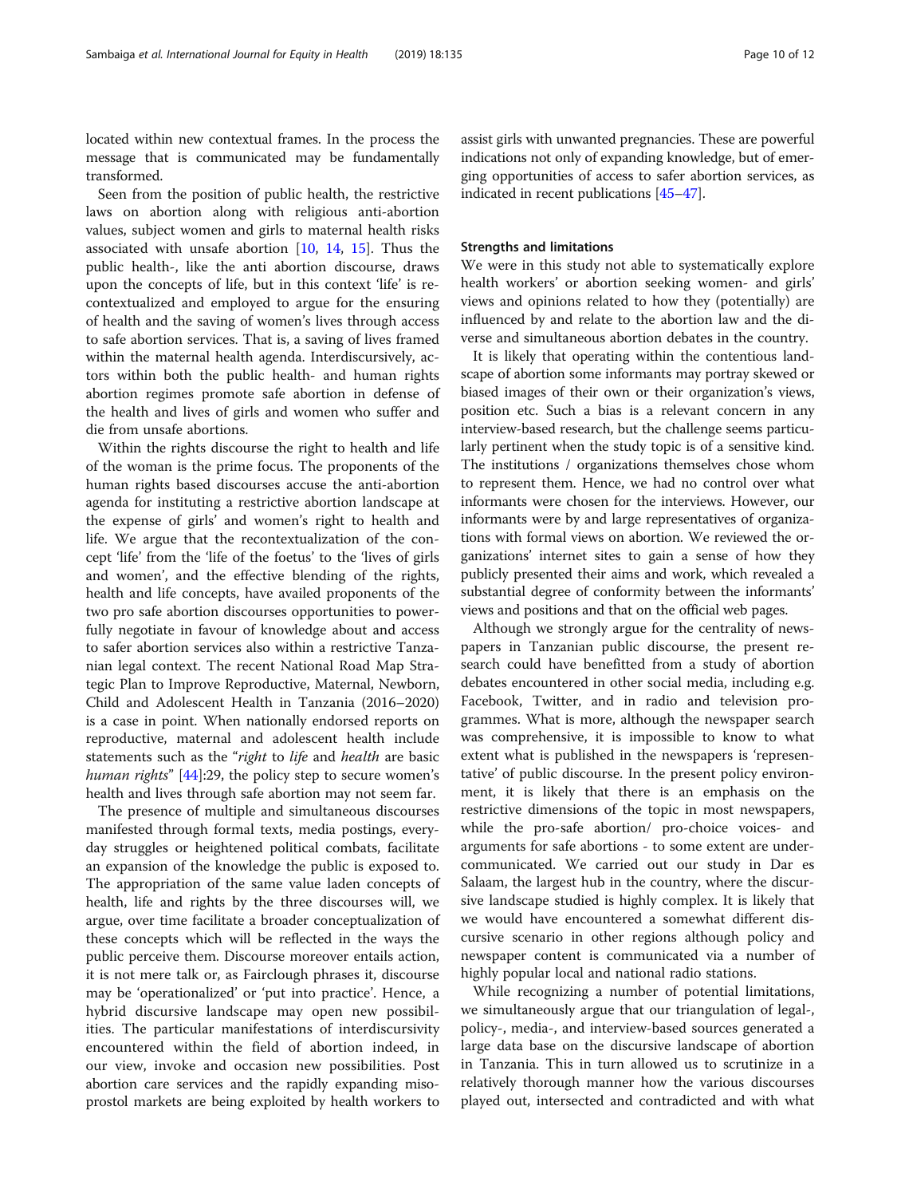located within new contextual frames. In the process the message that is communicated may be fundamentally transformed.

Seen from the position of public health, the restrictive laws on abortion along with religious anti-abortion values, subject women and girls to maternal health risks associated with unsafe abortion [10, 14, 15]. Thus the public health-, like the anti abortion discourse, draws upon the concepts of life, but in this context 'life' is recontextualized and employed to argue for the ensuring of health and the saving of women's lives through access to safe abortion services. That is, a saving of lives framed within the maternal health agenda. Interdiscursively, actors within both the public health- and human rights abortion regimes promote safe abortion in defense of the health and lives of girls and women who suffer and die from unsafe abortions.

Within the rights discourse the right to health and life of the woman is the prime focus. The proponents of the human rights based discourses accuse the anti-abortion agenda for instituting a restrictive abortion landscape at the expense of girls' and women's right to health and life. We argue that the recontextualization of the concept 'life' from the 'life of the foetus' to the 'lives of girls and women', and the effective blending of the rights, health and life concepts, have availed proponents of the two pro safe abortion discourses opportunities to powerfully negotiate in favour of knowledge about and access to safer abortion services also within a restrictive Tanzanian legal context. The recent National Road Map Strategic Plan to Improve Reproductive, Maternal, Newborn, Child and Adolescent Health in Tanzania (2016–2020) is a case in point. When nationally endorsed reports on reproductive, maternal and adolescent health include statements such as the "*right* to *life* and *health* are basic *human rights*" [44]:29, the policy step to secure women's health and lives through safe abortion may not seem far.

The presence of multiple and simultaneous discourses manifested through formal texts, media postings, everyday struggles or heightened political combats, facilitate an expansion of the knowledge the public is exposed to. The appropriation of the same value laden concepts of health, life and rights by the three discourses will, we argue, over time facilitate a broader conceptualization of these concepts which will be reflected in the ways the public perceive them. Discourse moreover entails action, it is not mere talk or, as Fairclough phrases it, discourse may be 'operationalized' or 'put into practice'. Hence, a hybrid discursive landscape may open new possibilities. The particular manifestations of interdiscursivity encountered within the field of abortion indeed, in our view, invoke and occasion new possibilities. Post abortion care services and the rapidly expanding misoprostol markets are being exploited by health workers to assist girls with unwanted pregnancies. These are powerful indications not only of expanding knowledge, but of emerging opportunities of access to safer abortion services, as indicated in recent publications [45–47].

## Strengths and limitations

We were in this study not able to systematically explore health workers' or abortion seeking women- and girls' views and opinions related to how they (potentially) are influenced by and relate to the abortion law and the diverse and simultaneous abortion debates in the country.

It is likely that operating within the contentious landscape of abortion some informants may portray skewed or biased images of their own or their organization's views, position etc. Such a bias is a relevant concern in any interview-based research, but the challenge seems particularly pertinent when the study topic is of a sensitive kind. The institutions / organizations themselves chose whom to represent them. Hence, we had no control over what informants were chosen for the interviews. However, our informants were by and large representatives of organizations with formal views on abortion. We reviewed the organizations' internet sites to gain a sense of how they publicly presented their aims and work, which revealed a substantial degree of conformity between the informants' views and positions and that on the official web pages.

Although we strongly argue for the centrality of newspapers in Tanzanian public discourse, the present research could have benefitted from a study of abortion debates encountered in other social media, including e.g. Facebook, Twitter, and in radio and television programmes. What is more, although the newspaper search was comprehensive, it is impossible to know to what extent what is published in the newspapers is 'representative' of public discourse. In the present policy environment, it is likely that there is an emphasis on the restrictive dimensions of the topic in most newspapers, while the pro-safe abortion/ pro-choice voices- and arguments for safe abortions - to some extent are under-communicated. We carried out our study in Dar es Salaam, the largest hub in the country, where the discursive landscape studied is highly complex. It is likely that we would have encountered a somewhat different discursive scenario in other regions although policy and newspaper content is communicated via a number of highly popular local and national radio stations.

While recognizing a number of potential limitations, we simultaneously argue that our triangulation of legal-, policy-, media-, and interview-based sources generated a large data base on the discursive landscape of abortion in Tanzania. This in turn allowed us to scrutinize in a relatively thorough manner how the various discourses played out, intersected and contradicted and with what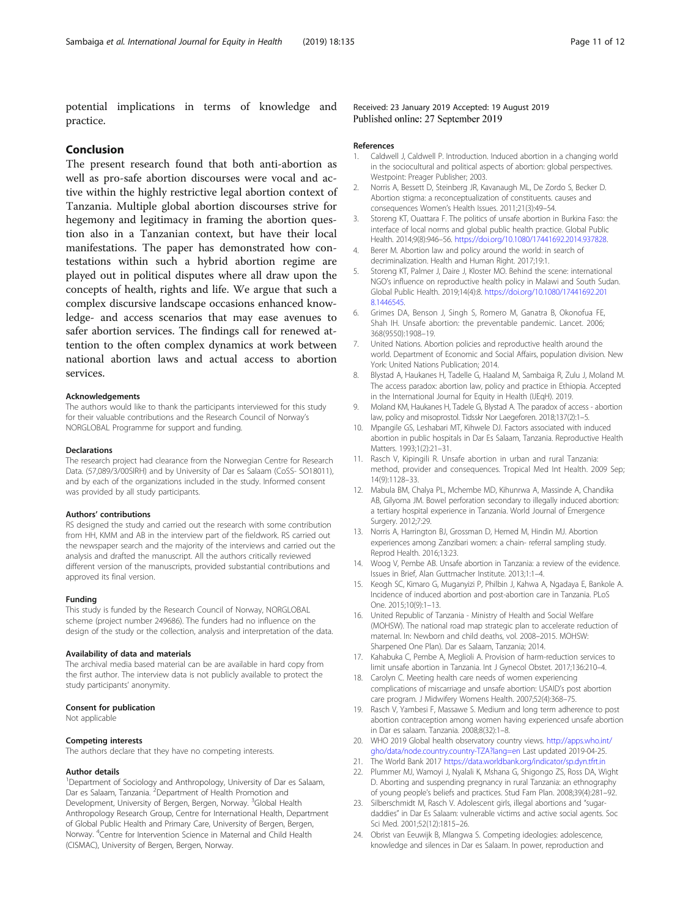potential implications in terms of knowledge and practice.

## Conclusion

The present research found that both anti-abortion as well as pro-safe abortion discourses were vocal and active within the highly restrictive legal abortion context of Tanzania. Multiple global abortion discourses strive for hegemony and legitimacy in framing the abortion question also in a Tanzanian context, but have their local manifestations. The paper has demonstrated how contestations within such a hybrid abortion regime are played out in political disputes where all draw upon the concepts of health, rights and life. We argue that such a complex discursive landscape occasions enhanced knowledge- and access scenarios that may ease avenues to safer abortion services. The findings call for renewed attention to the often complex dynamics at work between national abortion laws and actual access to abortion services.

### Acknowledgements

The authors would like to thank the participants interviewed for this study for their valuable contributions and the Research Council of Norway's NORGLOBAL Programme for support and funding.

### Declarations

The research project had clearance from the Norwegian Centre for Research Data. (57,089/3/00SIRH) and by University of Dar es Salaam (CoSS- SO18011), and by each of the organizations included in the study. Informed consent was provided by all study participants.

### Authors' contributions

RS designed the study and carried out the research with some contribution from HH, KMM and AB in the interview part of the fieldwork. RS carried out the newspaper search and the majority of the interviews and carried out the analysis and drafted the manuscript. All the authors critically reviewed different version of the manuscripts, provided substantial contributions and approved its final version.

### Funding

This study is funded by the Research Council of Norway, NORGLOBAL scheme (project number 249686). The funders had no influence on the design of the study or the collection, analysis and interpretation of the data.

### Availability of data and materials

The archival media based material can be are available in hard copy from the first author. The interview data is not publicly available to protect the study participants' anonymity.

### Consent for publication

Not applicable

### Competing interests

The authors declare that they have no competing interests.

### Author details

[1]Department of Sociology and Anthropology, University of Dar es Salaam, Dar es Salaam, Tanzania. [2]Department of Health Promotion and Development, University of Bergen, Bergen, Norway. [3]Global Health Anthropology Research Group, Centre for International Health, Department of Global Public Health and Primary Care, University of Bergen, Bergen, Norway. [4]Centre for Intervention Science in Maternal and Child Health (CISMAC), University of Bergen, Bergen, Norway.

Received: 23 January 2019 Accepted: 19 August 2019
Published online: 27 September 2019

### References

1. Caldwell J, Caldwell P. Introduction. Induced abortion in a changing world in the sociocultural and political aspects of abortion: global perspectives. Westpoint: Preager Publisher; 2003.
2. Norris A, Bessett D, Steinberg JR, Kavanaugh ML, De Zordo S, Becker D. Abortion stigma: a reconceptualization of constituents. causes and consequences Women's Health Issues. 2011;21(3):49–54.
3. Storeng KT, Ouattara F. The politics of unsafe abortion in Burkina Faso: the interface of local norms and global public health practice. Global Public Health. 2014;9(8):946–56. https://doi.org/10.1080/17441692.2014.937828.
4. Berer M. Abortion law and policy around the world: in search of decriminalization. Health and Human Right. 2017;19:1.
5. Storeng KT, Palmer J, Daire J, Kloster MO. Behind the scene: international NGO's influence on reproductive health policy in Malawi and South Sudan. Global Public Health. 2019;14(4):8. https://doi.org/10.1080/17441692.2018.1446545.
6. Grimes DA, Benson J, Singh S, Romero M, Ganatra B, Okonofua FE, Shah IH. Unsafe abortion: the preventable pandemic. Lancet. 2006; 368(9550):1908–19.
7. United Nations. Abortion policies and reproductive health around the world. Department of Economic and Social Affairs, population division. New York: United Nations Publication; 2014.
8. Blystad A, Haukanes H, Tadelle G, Haaland M, Sambaiga R, Zulu J, Moland M. The access paradox: abortion law, policy and practice in Ethiopia. Accepted in the International Journal for Equity in Health (IJEqH). 2019.
9. Moland KM, Haukanes H, Tadele G, Blystad A. The paradox of access - abortion law, policy and misoprostol. Tidsskr Nor Laegeforen. 2018;137(2):1–5.
10. Mpangile GS, Leshabari MT, Kihwele DJ. Factors associated with induced abortion in public hospitals in Dar Es Salaam, Tanzania. Reproductive Health Matters. 1993;1(2):21–31.
11. Rasch V, Kipingili R. Unsafe abortion in urban and rural Tanzania: method, provider and consequences. Tropical Med Int Health. 2009 Sep; 14(9):1128–33.
12. Mabula BM, Chalya PL, Mchembe MD, Kihunrwa A, Massinde A, Chandika AB, Gilyoma JM. Bowel perforation secondary to illegally induced abortion: a tertiary hospital experience in Tanzania. World Journal of Emergence Surgery. 2012;7:29.
13. Norris A, Harrington BJ, Grossman D, Hemed M, Hindin MJ. Abortion experiences among Zanzibari women: a chain- referral sampling study. Reprod Health. 2016;13:23.
14. Woog V, Pembe AB. Unsafe abortion in Tanzania: a review of the evidence. Issues in Brief, Alan Guttmacher Institute. 2013;1:1–4.
15. Keogh SC, Kimaro G, Muganyizi P, Philbin J, Kahwa A, Ngadaya E, Bankole A. Incidence of induced abortion and post-abortion care in Tanzania. PLoS One. 2015;10(9):1–13.
16. United Republic of Tanzania - Ministry of Health and Social Welfare (MOHSW). The national road map strategic plan to accelerate reduction of maternal. In: Newborn and child deaths, vol. 2008–2015. MOHSW: Sharpened One Plan). Dar es Salaam, Tanzania; 2014.
17. Kahabuka C, Pembe A, Meglioli A. Provision of harm-reduction services to limit unsafe abortion in Tanzania. Int J Gynecol Obstet. 2017;136:210–4.
18. Carolyn C. Meeting health care needs of women experiencing complications of miscarriage and unsafe abortion: USAID's post abortion care program. J Midwifery Womens Health. 2007;52(4):368–75.
19. Rasch V, Yambesi F, Massawe S. Medium and long term adherence to post abortion contraception among women having experienced unsafe abortion in Dar es salaam. Tanzania. 2008;8(32):1–8.
20. WHO 2019 Global health observatory country views. http://apps.who.int/gho/data/node.country.country-TZA?lang=en Last updated 2019-04-25.
21. The World Bank 2017 https://data.worldbank.org/indicator/sp.dyn.tfrt.in
22. Plummer MJ, Wamoyi J, Nyalali K, Mshana G, Shigongo ZS, Ross DA, Wight D. Aborting and suspending pregnancy in rural Tanzania: an ethnography of young people's beliefs and practices. Stud Fam Plan. 2008;39(4):281–92.
23. Silberschmidt M, Rasch V. Adolescent girls, illegal abortions and "sugar-daddies" in Dar Es Salaam: vulnerable victims and active social agents. Soc Sci Med. 2001;52(12):1815–26.
24. Obrist van Eeuwijk B, Mlangwa S. Competing ideologies: adolescence, knowledge and silences in Dar es Salaam. In power, reproduction and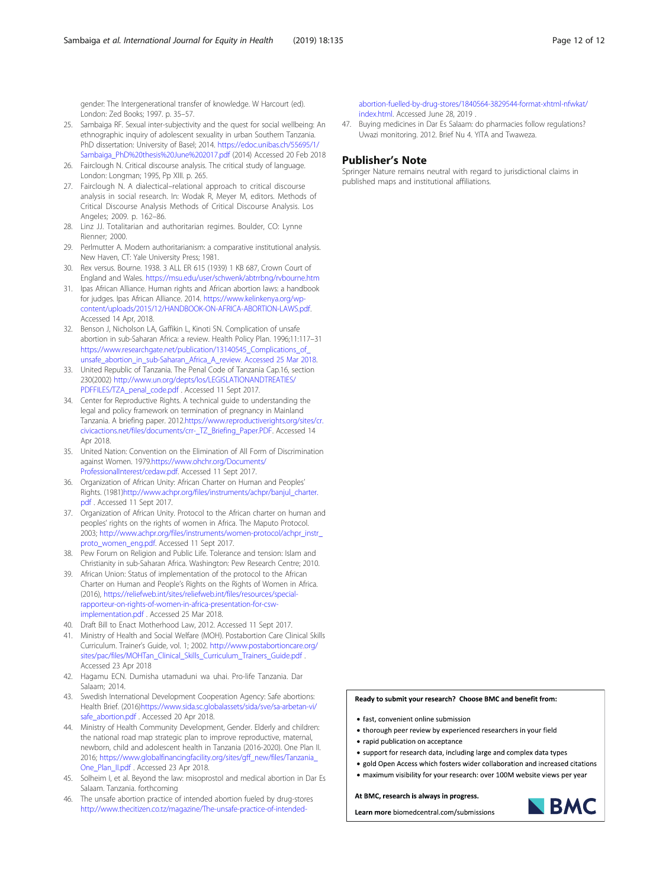gender: The Intergenerational transfer of knowledge. W Harcourt (ed). London: Zed Books; 1997. p. 35–57.

25. Sambaiga RF. Sexual inter-subjectivity and the quest for social wellbeing: An ethnographic inquiry of adolescent sexuality in urban Southern Tanzania. PhD dissertation: University of Basel; 2014. https://edoc.unibas.ch/55695/1/Sambaiga_PhD%20thesis%20June%202017.pdf (2014) Accessed 20 Feb 2018
26. Fairclough N. Critical discourse analysis. The critical study of language. London: Longman; 1995, Pp XIII. p. 265.
27. Fairclough N. A dialectical–relational approach to critical discourse analysis in social research. In: Wodak R, Meyer M, editors. Methods of Critical Discourse Analysis Methods of Critical Discourse Analysis. Los Angeles; 2009. p. 162–86.
28. Linz JJ. Totalitarian and authoritarian regimes. Boulder, CO: Lynne Rienner; 2000.
29. Perlmutter A. Modern authoritarianism: a comparative institutional analysis. New Haven, CT: Yale University Press; 1981.
30. Rex versus. Bourne. 1938. 3 ALL ER 615 (1939) 1 KB 687, Crown Court of England and Wales. https://msu.edu/user/schwenk/abtrrbng/rvbourne.htm
31. Ipas African Alliance. Human rights and African abortion laws: a handbook for judges. Ipas African Alliance. 2014. https://www.kelinkenya.org/wp-content/uploads/2015/12/HANDBOOK-ON-AFRICA-ABORTION-LAWS.pdf. Accessed 14 Apr, 2018.
32. Benson J, Nicholson LA, Gaffikin L, Kinoti SN. Complication of unsafe abortion in sub-Saharan Africa: a review. Health Policy Plan. 1996;11:117–31 https://www.researchgate.net/publication/13140545_Complications_of_unsafe_abortion_in_sub-Saharan_Africa_A_review. Accessed 25 Mar 2018.
33. United Republic of Tanzania. The Penal Code of Tanzania Cap.16, section 230(2002) http://www.un.org/depts/los/LEGISLATIONANDTREATIES/PDFFILES/TZA_penal_code.pdf . Accessed 11 Sept 2017.
34. Center for Reproductive Rights. A technical guide to understanding the legal and policy framework on termination of pregnancy in Mainland Tanzania. A briefing paper. 2012.https://www.reproductiverights.org/sites/cr.civicactions.net/files/documents/crr-_TZ_Briefing_Paper.PDF. Accessed 14 Apr 2018.
35. United Nation: Convention on the Elimination of All Form of Discrimination against Women. 1979.https://www.ohchr.org/Documents/ProfessionalInterest/cedaw.pdf. Accessed 11 Sept 2017.
36. Organization of African Unity: African Charter on Human and Peoples' Rights. (1981)http://www.achpr.org/files/instruments/achpr/banjul_charter.pdf . Accessed 11 Sept 2017.
37. Organization of African Unity. Protocol to the African charter on human and peoples' rights on the rights of women in Africa. The Maputo Protocol. 2003; http://www.achpr.org/files/instruments/women-protocol/achpr_instr_proto_women_eng.pdf. Accessed 11 Sept 2017.
38. Pew Forum on Religion and Public Life. Tolerance and tension: Islam and Christianity in sub-Saharan Africa. Washington: Pew Research Centre; 2010.
39. African Union: Status of implementation of the protocol to the African Charter on Human and People's Rights on the Rights of Women in Africa. (2016), https://reliefweb.int/sites/reliefweb.int/files/resources/special-rapporteur-on-rights-of-women-in-africa-presentation-for-csw-implementation.pdf . Accessed 25 Mar 2018.
40. Draft Bill to Enact Motherhood Law, 2012. Accessed 11 Sept 2017.
41. Ministry of Health and Social Welfare (MOH). Postabortion Care Clinical Skills Curriculum. Trainer's Guide, vol. 1; 2002. http://www.postabortioncare.org/sites/pac/files/MOHTan_Clinical_Skills_Curriculum_Trainers_Guide.pdf . Accessed 23 Apr 2018
42. Hagamu ECN. Dumisha utamaduni wa uhai. Pro-life Tanzania. Dar Salaam; 2014.
43. Swedish International Development Cooperation Agency: Safe abortions: Health Brief. (2016)https://www.sida.sc.globalassets/sida/sve/sa-arbetan-vi/safe_abortion.pdf . Accessed 20 Apr 2018.
44. Ministry of Health Community Development, Gender. Elderly and children: the national road map strategic plan to improve reproductive, maternal, newborn, child and adolescent health in Tanzania (2016-2020). One Plan II. 2016; https://www.globalfinancingfacility.org/sites/gff_new/files/Tanzania_One_Plan_II.pdf . Accessed 23 Apr 2018.
45. Solheim I, et al. Beyond the law: misoprostol and medical abortion in Dar Es Salaam. Tanzania. forthcoming
46. The unsafe abortion practice of intended abortion fueled by drug-stores http://www.thecitizen.co.tz/magazine/The-unsafe-practice-of-intended-abortion-fuelled-by-drug-stores/1840564-3829544-format-xhtml-nfwkat/index.html. Accessed June 28, 2019 .
47. Buying medicines in Dar Es Salaam: do pharmacies follow regulations? Uwazi monitoring. 2012. Brief Nu 4. YITA and Twaweza.

## Publisher's Note

Springer Nature remains neutral with regard to jurisdictional claims in published maps and institutional affiliations.

**Ready to submit your research? Choose BMC and benefit from:**

- fast, convenient online submission
- thorough peer review by experienced researchers in your field
- rapid publication on acceptance
- support for research data, including large and complex data types
- gold Open Access which fosters wider collaboration and increased citations
- maximum visibility for your research: over 100M website views per year

**At BMC, research is always in progress.**

**Learn more** biomedcentral.com/submissions

BMC